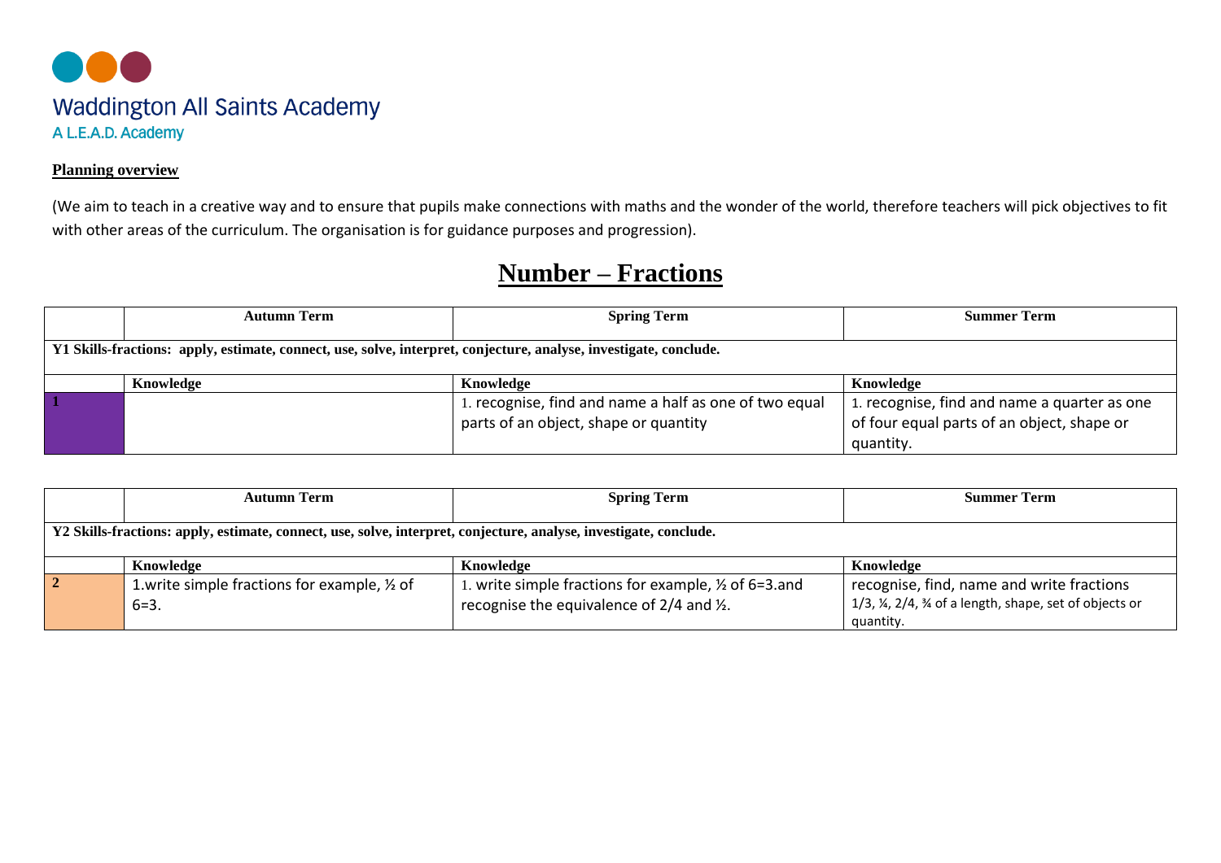Waddington All Saints Academy

A L.E.A.D. Academy

**Planning overview**

(We aim to teach in a creative way and to ensure that pupils make connections with maths and the wonder of the world, therefore teachers will pick objectives to fit with other areas of the curriculum. The organisation is for guidance purposes and progression).

# Number – Fractions

| | Autumn Term | Spring Term | Summer Term |
|---|---|---|---|
| **Y1 Skills-fractions: apply, estimate, connect, use, solve, interpret, conjecture, analyse, investigate, conclude.** | | | |
| | **Knowledge** | **Knowledge** | **Knowledge** |
| **1** | | 1. recognise, find and name a half as one of two equal parts of an object, shape or quantity | 1. recognise, find and name a quarter as one of four equal parts of an object, shape or quantity. |

| | Autumn Term | Spring Term | Summer Term |
|---|---|---|---|
| **Y2 Skills-fractions: apply, estimate, connect, use, solve, interpret, conjecture, analyse, investigate, conclude.** | | | |
| | **Knowledge** | **Knowledge** | **Knowledge** |
| **2** | 1.write simple fractions for example, ½ of 6=3. | 1. write simple fractions for example, ½ of 6=3.and recognise the equivalence of 2/4 and ½. | recognise, find, name and write fractions 1/3, ¼, 2/4, ¾ of a length, shape, set of objects or quantity. |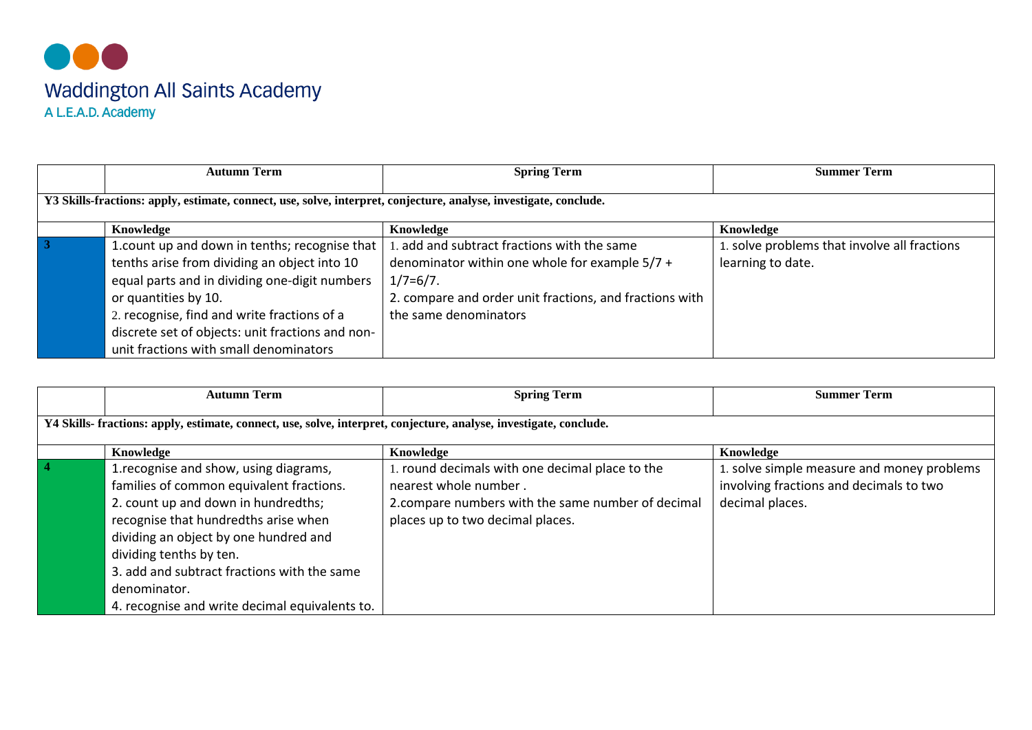Waddington All Saints Academy

A L.E.A.D. Academy

| | Autumn Term | Spring Term | Summer Term |
|---|---|---|---|
| **Y3 Skills-fractions: apply, estimate, connect, use, solve, interpret, conjecture, analyse, investigate, conclude.** | | | |
| | **Knowledge** | **Knowledge** | **Knowledge** |
| 3 | 1.count up and down in tenths; recognise that tenths arise from dividing an object into 10 equal parts and in dividing one-digit numbers or quantities by 10.<br>2. recognise, find and write fractions of a discrete set of objects: unit fractions and non-unit fractions with small denominators | 1. add and subtract fractions with the same denominator within one whole for example 5/7 + 1/7=6/7.<br>2. compare and order unit fractions, and fractions with the same denominators | 1. solve problems that involve all fractions learning to date. |

| | Autumn Term | Spring Term | Summer Term |
|---|---|---|---|
| **Y4 Skills- fractions: apply, estimate, connect, use, solve, interpret, conjecture, analyse, investigate, conclude.** | | | |
| | **Knowledge** | **Knowledge** | **Knowledge** |
| 4 | 1.recognise and show, using diagrams, families of common equivalent fractions.<br>2. count up and down in hundredths; recognise that hundredths arise when dividing an object by one hundred and dividing tenths by ten.<br>3. add and subtract fractions with the same denominator.<br>4. recognise and write decimal equivalents to. | 1. round decimals with one decimal place to the nearest whole number .<br>2.compare numbers with the same number of decimal places up to two decimal places. | 1. solve simple measure and money problems involving fractions and decimals to two decimal places. |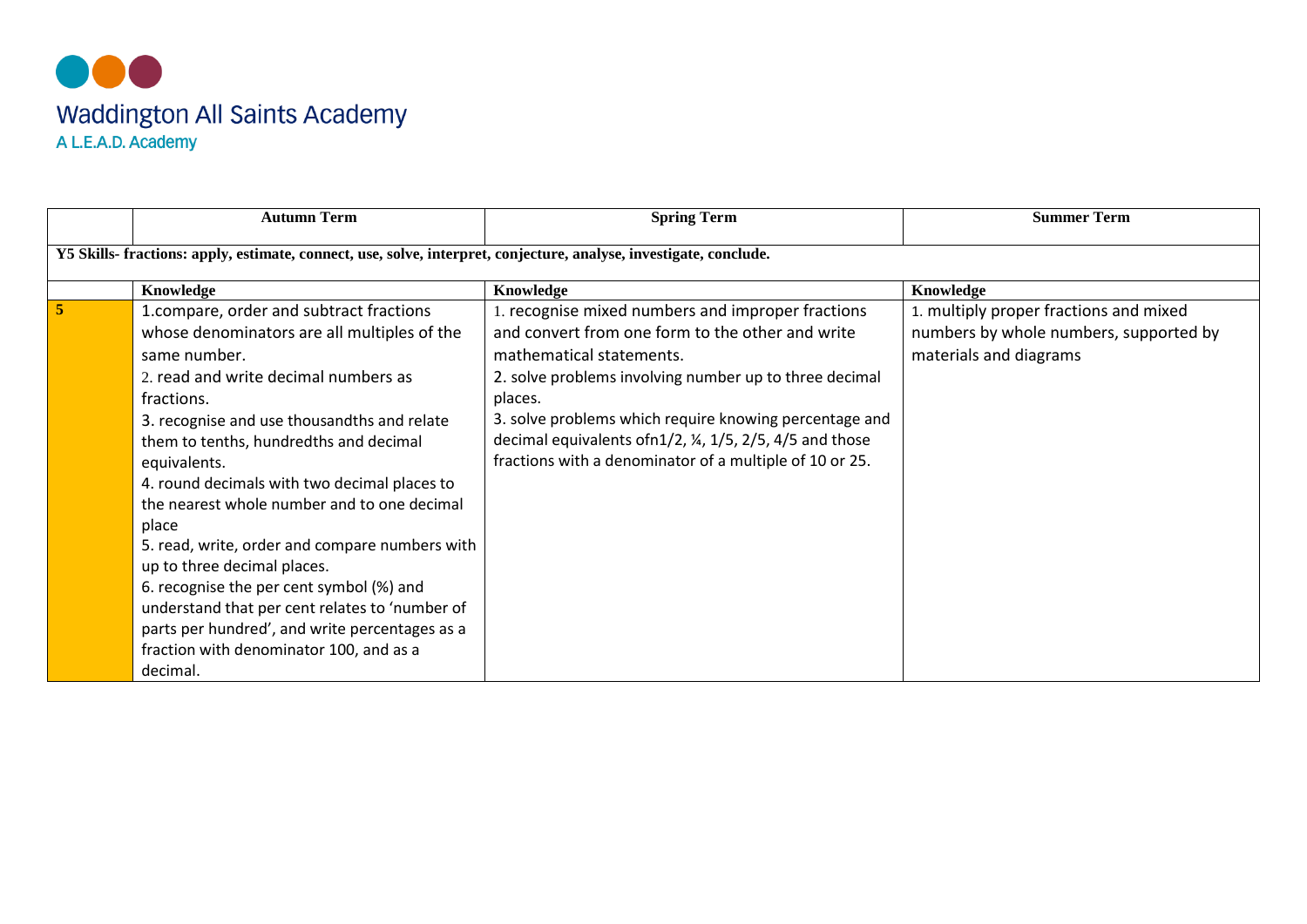# Waddington All Saints Academy

A L.E.A.D. Academy

| | Autumn Term | Spring Term | Summer Term |
|---|---|---|---|
| **Y5 Skills- fractions: apply, estimate, connect, use, solve, interpret, conjecture, analyse, investigate, conclude.** | | | |
| | **Knowledge** | **Knowledge** | **Knowledge** |
| **5** | 1.compare, order and subtract fractions whose denominators are all multiples of the same number.<br>2. read and write decimal numbers as fractions.<br>3. recognise and use thousandths and relate them to tenths, hundredths and decimal equivalents.<br>4. round decimals with two decimal places to the nearest whole number and to one decimal place<br>5. read, write, order and compare numbers with up to three decimal places.<br>6. recognise the per cent symbol (%) and understand that per cent relates to 'number of parts per hundred', and write percentages as a fraction with denominator 100, and as a decimal. | 1. recognise mixed numbers and improper fractions and convert from one form to the other and write mathematical statements.<br>2. solve problems involving number up to three decimal places.<br>3. solve problems which require knowing percentage and decimal equivalents ofn1/2, ¼, 1/5, 2/5, 4/5 and those fractions with a denominator of a multiple of 10 or 25. | 1. multiply proper fractions and mixed numbers by whole numbers, supported by materials and diagrams |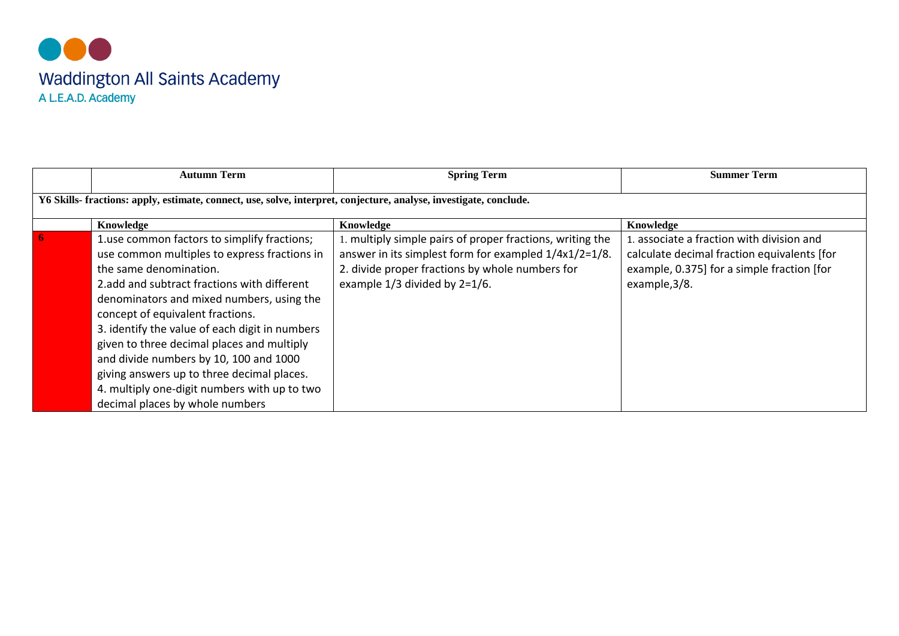Waddington All Saints Academy
A L.E.A.D. Academy

| | Autumn Term | Spring Term | Summer Term |
|---|---|---|---|
| **Y6 Skills- fractions: apply, estimate, connect, use, solve, interpret, conjecture, analyse, investigate, conclude.** | | | |
| | **Knowledge** | **Knowledge** | **Knowledge** |
| **6** | 1.use common factors to simplify fractions; use common multiples to express fractions in the same denomination.<br>2.add and subtract fractions with different denominators and mixed numbers, using the concept of equivalent fractions.<br>3. identify the value of each digit in numbers given to three decimal places and multiply and divide numbers by 10, 100 and 1000 giving answers up to three decimal places.<br>4. multiply one-digit numbers with up to two decimal places by whole numbers | 1. multiply simple pairs of proper fractions, writing the answer in its simplest form for exampled 1/4x1/2=1/8.<br>2. divide proper fractions by whole numbers for example 1/3 divided by 2=1/6. | 1. associate a fraction with division and calculate decimal fraction equivalents [for example, 0.375] for a simple fraction [for example,3/8. |